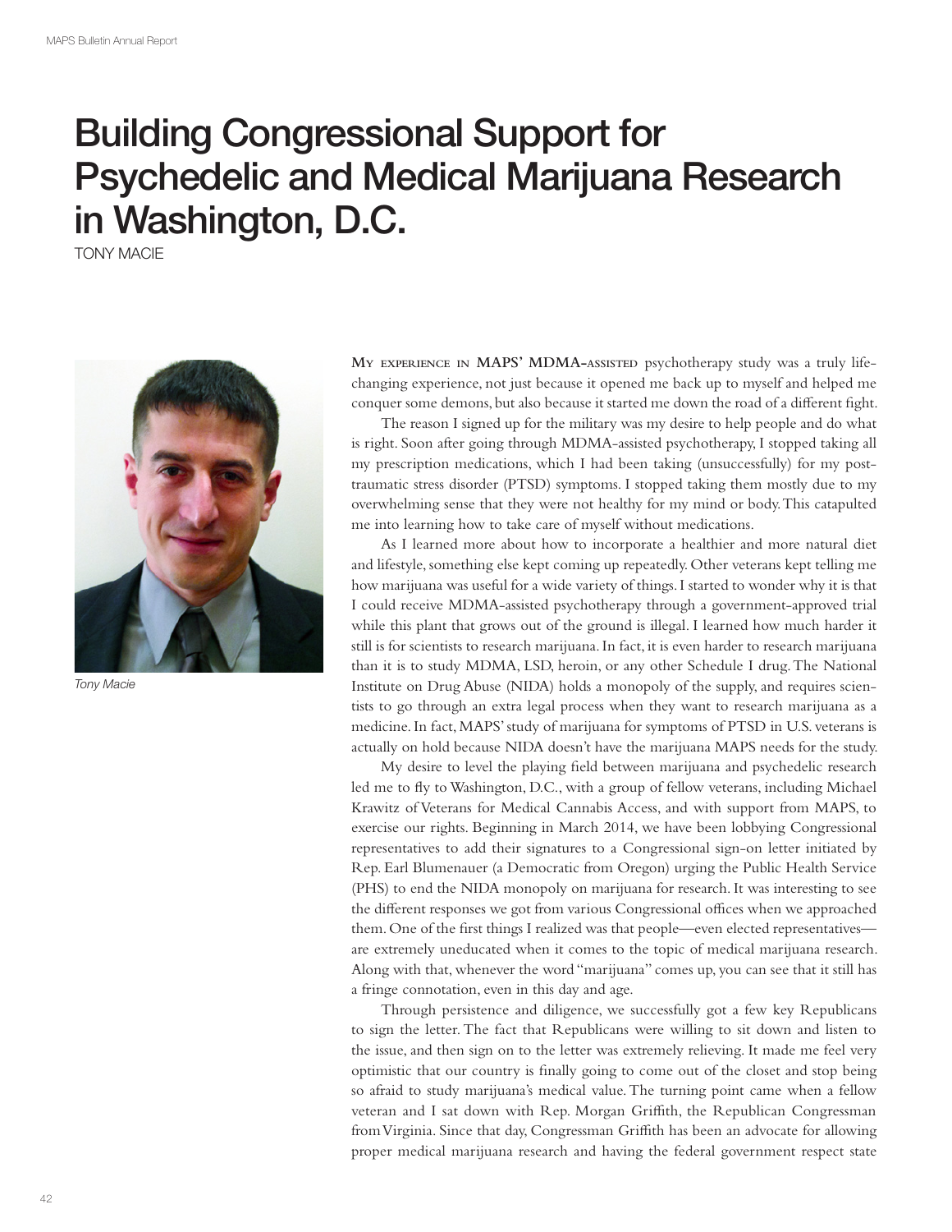# Building Congressional Support for Psychedelic and Medical Marijuana Research in Washington, D.C.

TONY MACIE

*Tony Macie*

My experience in MAPS' MDMA-assisted psychotherapy study was a truly life-changing experience, not just because it opened me back up to myself and helped me conquer some demons, but also because it started me down the road of a different fight.

The reason I signed up for the military was my desire to help people and do what is right. Soon after going through MDMA-assisted psychotherapy, I stopped taking all my prescription medications, which I had been taking (unsuccessfully) for my post-traumatic stress disorder (PTSD) symptoms. I stopped taking them mostly due to my overwhelming sense that they were not healthy for my mind or body. This catapulted me into learning how to take care of myself without medications.

As I learned more about how to incorporate a healthier and more natural diet and lifestyle, something else kept coming up repeatedly. Other veterans kept telling me how marijuana was useful for a wide variety of things. I started to wonder why it is that I could receive MDMA-assisted psychotherapy through a government-approved trial while this plant that grows out of the ground is illegal. I learned how much harder it still is for scientists to research marijuana. In fact, it is even harder to research marijuana than it is to study MDMA, LSD, heroin, or any other Schedule I drug. The National Institute on Drug Abuse (NIDA) holds a monopoly of the supply, and requires scientists to go through an extra legal process when they want to research marijuana as a medicine. In fact, MAPS' study of marijuana for symptoms of PTSD in U.S. veterans is actually on hold because NIDA doesn't have the marijuana MAPS needs for the study.

My desire to level the playing field between marijuana and psychedelic research led me to fly to Washington, D.C., with a group of fellow veterans, including Michael Krawitz of Veterans for Medical Cannabis Access, and with support from MAPS, to exercise our rights. Beginning in March 2014, we have been lobbying Congressional representatives to add their signatures to a Congressional sign-on letter initiated by Rep. Earl Blumenauer (a Democratic from Oregon) urging the Public Health Service (PHS) to end the NIDA monopoly on marijuana for research. It was interesting to see the different responses we got from various Congressional offices when we approached them. One of the first things I realized was that people—even elected representatives—are extremely uneducated when it comes to the topic of medical marijuana research. Along with that, whenever the word "marijuana" comes up, you can see that it still has a fringe connotation, even in this day and age.

Through persistence and diligence, we successfully got a few key Republicans to sign the letter. The fact that Republicans were willing to sit down and listen to the issue, and then sign on to the letter was extremely relieving. It made me feel very optimistic that our country is finally going to come out of the closet and stop being so afraid to study marijuana's medical value. The turning point came when a fellow veteran and I sat down with Rep. Morgan Griffith, the Republican Congressman from Virginia. Since that day, Congressman Griffith has been an advocate for allowing proper medical marijuana research and having the federal government respect state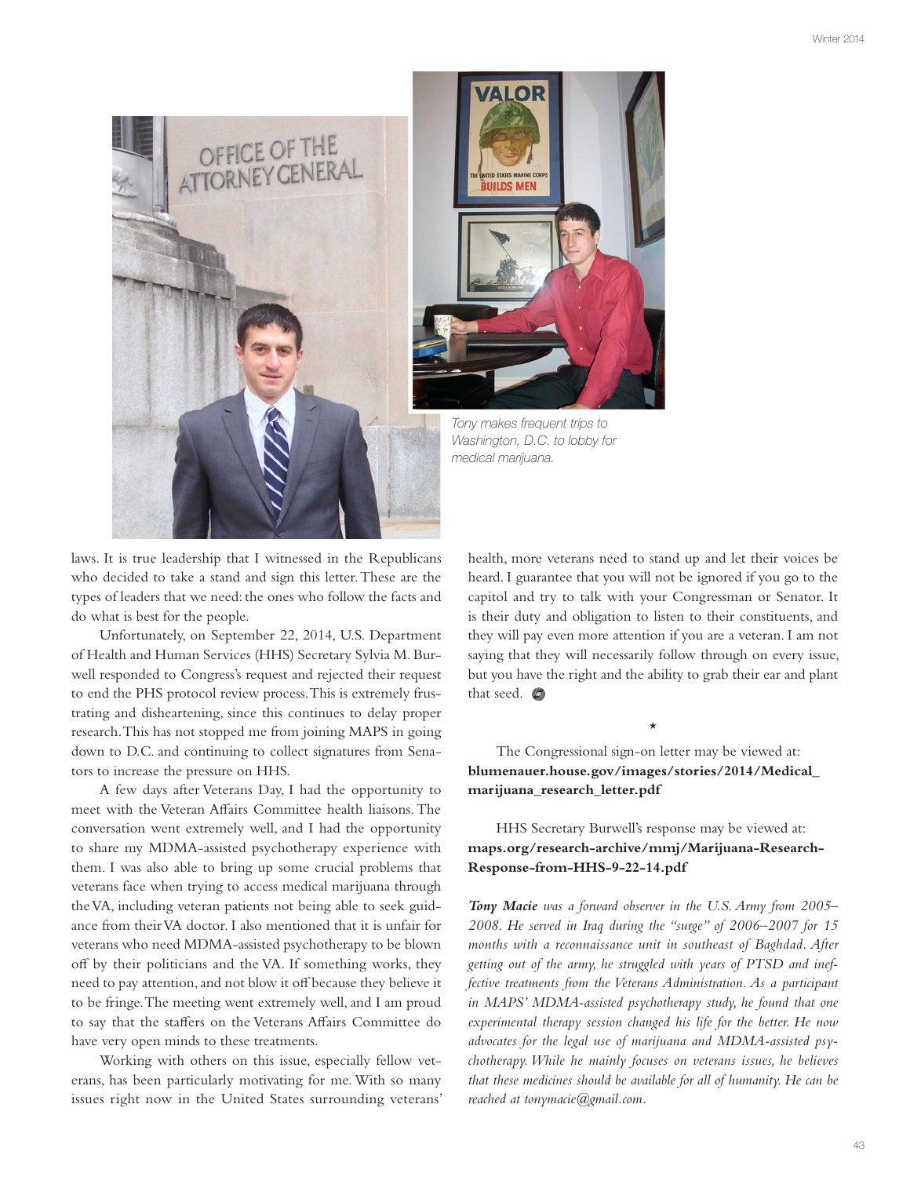Tony makes frequent trips to Washington, D.C. to lobby for medical marijuana.

laws. It is true leadership that I witnessed in the Republicans who decided to take a stand and sign this letter. These are the types of leaders that we need: the ones who follow the facts and do what is best for the people.

Unfortunately, on September 22, 2014, U.S. Department of Health and Human Services (HHS) Secretary Sylvia M. Burwell responded to Congress's request and rejected their request to end the PHS protocol review process. This is extremely frustrating and disheartening, since this continues to delay proper research. This has not stopped me from joining MAPS in going down to D.C. and continuing to collect signatures from Senators to increase the pressure on HHS.

A few days after Veterans Day, I had the opportunity to meet with the Veteran Affairs Committee health liaisons. The conversation went extremely well, and I had the opportunity to share my MDMA-assisted psychotherapy experience with them. I was also able to bring up some crucial problems that veterans face when trying to access medical marijuana through the VA, including veteran patients not being able to seek guidance from their VA doctor. I also mentioned that it is unfair for veterans who need MDMA-assisted psychotherapy to be blown off by their politicians and the VA. If something works, they need to pay attention, and not blow it off because they believe it to be fringe. The meeting went extremely well, and I am proud to say that the staffers on the Veterans Affairs Committee do have very open minds to these treatments.

Working with others on this issue, especially fellow veterans, has been particularly motivating for me. With so many issues right now in the United States surrounding veterans' health, more veterans need to stand up and let their voices be heard. I guarantee that you will not be ignored if you go to the capitol and try to talk with your Congressman or Senator. It is their duty and obligation to listen to their constituents, and they will pay even more attention if you are a veteran. I am not saying that they will necessarily follow through on every issue, but you have the right and the ability to grab their ear and plant that seed.

⋆

The Congressional sign-on letter may be viewed at: **blumenauer.house.gov/images/stories/2014/Medical_marijuana_research_letter.pdf**

HHS Secretary Burwell's response may be viewed at: **maps.org/research-archive/mmj/Marijuana-Research-Response-from-HHS-9-22-14.pdf**

***Tony Macie** was a forward observer in the U.S. Army from 2005–2008. He served in Iraq during the "surge" of 2006–2007 for 15 months with a reconnaissance unit in southeast of Baghdad. After getting out of the army, he struggled with years of PTSD and ineffective treatments from the Veterans Administration. As a participant in MAPS' MDMA-assisted psychotherapy study, he found that one experimental therapy session changed his life for the better. He now advocates for the legal use of marijuana and MDMA-assisted psychotherapy. While he mainly focuses on veterans issues, he believes that these medicines should be available for all of humanity. He can be reached at tonymacie@gmail.com.*